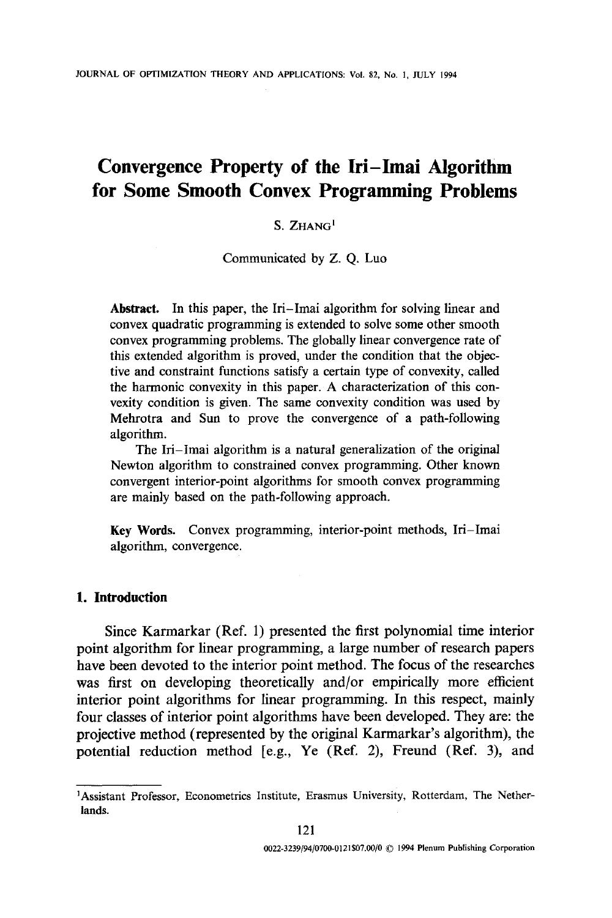# Convergence Property of the Iri–Imai Algorithm for Some Smooth Convex Programming Problems

S. Zhang[1]

Communicated by Z. Q. Luo

**Abstract.** In this paper, the Iri–Imai algorithm for solving linear and convex quadratic programming is extended to solve some other smooth convex programming problems. The globally linear convergence rate of this extended algorithm is proved, under the condition that the objective and constraint functions satisfy a certain type of convexity, called the harmonic convexity in this paper. A characterization of this convexity condition is given. The same convexity condition was used by Mehrotra and Sun to prove the convergence of a path-following algorithm.

The Iri–Imai algorithm is a natural generalization of the original Newton algorithm to constrained convex programming. Other known convergent interior-point algorithms for smooth convex programming are mainly based on the path-following approach.

**Key Words.** Convex programming, interior-point methods, Iri–Imai algorithm, convergence.

## 1. Introduction

Since Karmarkar (Ref. 1) presented the first polynomial time interior point algorithm for linear programming, a large number of research papers have been devoted to the interior point method. The focus of the researches was first on developing theoretically and/or empirically more efficient interior point algorithms for linear programming. In this respect, mainly four classes of interior point algorithms have been developed. They are: the projective method (represented by the original Karmarkar's algorithm), the potential reduction method [e.g., Ye (Ref. 2), Freund (Ref. 3), and

---

[1] Assistant Professor, Econometrics Institute, Erasmus University, Rotterdam, The Netherlands.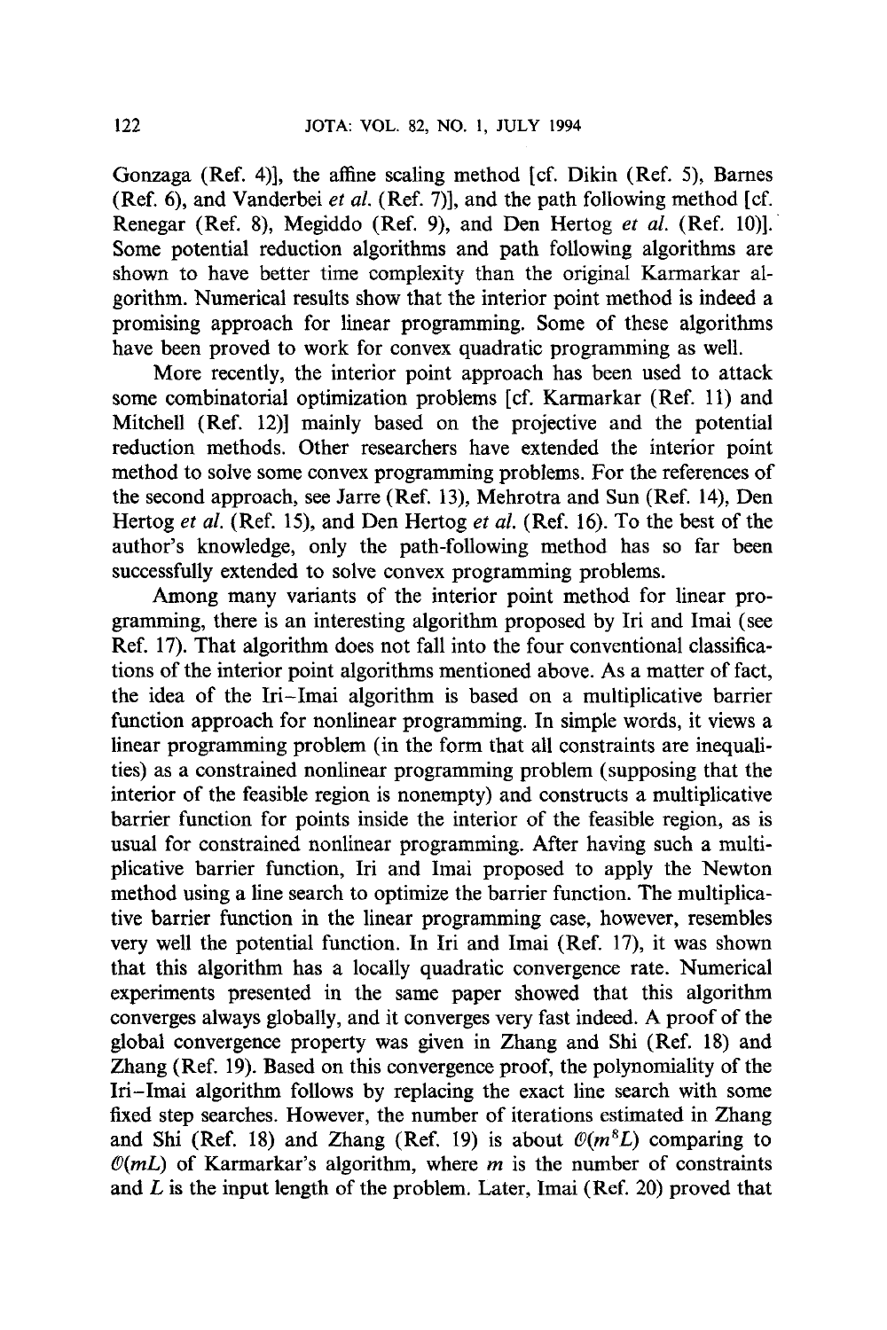Gonzaga (Ref. 4)], the affine scaling method [cf. Dikin (Ref. 5), Barnes (Ref. 6), and Vanderbei *et al.* (Ref. 7)], and the path following method [cf. Renegar (Ref. 8), Megiddo (Ref. 9), and Den Hertog *et al.* (Ref. 10)]. Some potential reduction algorithms and path following algorithms are shown to have better time complexity than the original Karmarkar algorithm. Numerical results show that the interior point method is indeed a promising approach for linear programming. Some of these algorithms have been proved to work for convex quadratic programming as well.

More recently, the interior point approach has been used to attack some combinatorial optimization problems [cf. Karmarkar (Ref. 11) and Mitchell (Ref. 12)] mainly based on the projective and the potential reduction methods. Other researchers have extended the interior point method to solve some convex programming problems. For the references of the second approach, see Jarre (Ref. 13), Mehrotra and Sun (Ref. 14), Den Hertog *et al.* (Ref. 15), and Den Hertog *et al.* (Ref. 16). To the best of the author's knowledge, only the path-following method has so far been successfully extended to solve convex programming problems.

Among many variants of the interior point method for linear programming, there is an interesting algorithm proposed by Iri and Imai (see Ref. 17). That algorithm does not fall into the four conventional classifications of the interior point algorithms mentioned above. As a matter of fact, the idea of the Iri–Imai algorithm is based on a multiplicative barrier function approach for nonlinear programming. In simple words, it views a linear programming problem (in the form that all constraints are inequalities) as a constrained nonlinear programming problem (supposing that the interior of the feasible region is nonempty) and constructs a multiplicative barrier function for points inside the interior of the feasible region, as is usual for constrained nonlinear programming. After having such a multiplicative barrier function, Iri and Imai proposed to apply the Newton method using a line search to optimize the barrier function. The multiplicative barrier function in the linear programming case, however, resembles very well the potential function. In Iri and Imai (Ref. 17), it was shown that this algorithm has a locally quadratic convergence rate. Numerical experiments presented in the same paper showed that this algorithm converges always globally, and it converges very fast indeed. A proof of the global convergence property was given in Zhang and Shi (Ref. 18) and Zhang (Ref. 19). Based on this convergence proof, the polynomiality of the Iri–Imai algorithm follows by replacing the exact line search with some fixed step searches. However, the number of iterations estimated in Zhang and Shi (Ref. 18) and Zhang (Ref. 19) is about $\mathcal{O}(m^8 L)$ comparing to $\mathcal{O}(mL)$ of Karmarkar's algorithm, where $m$ is the number of constraints and $L$ is the input length of the problem. Later, Imai (Ref. 20) proved that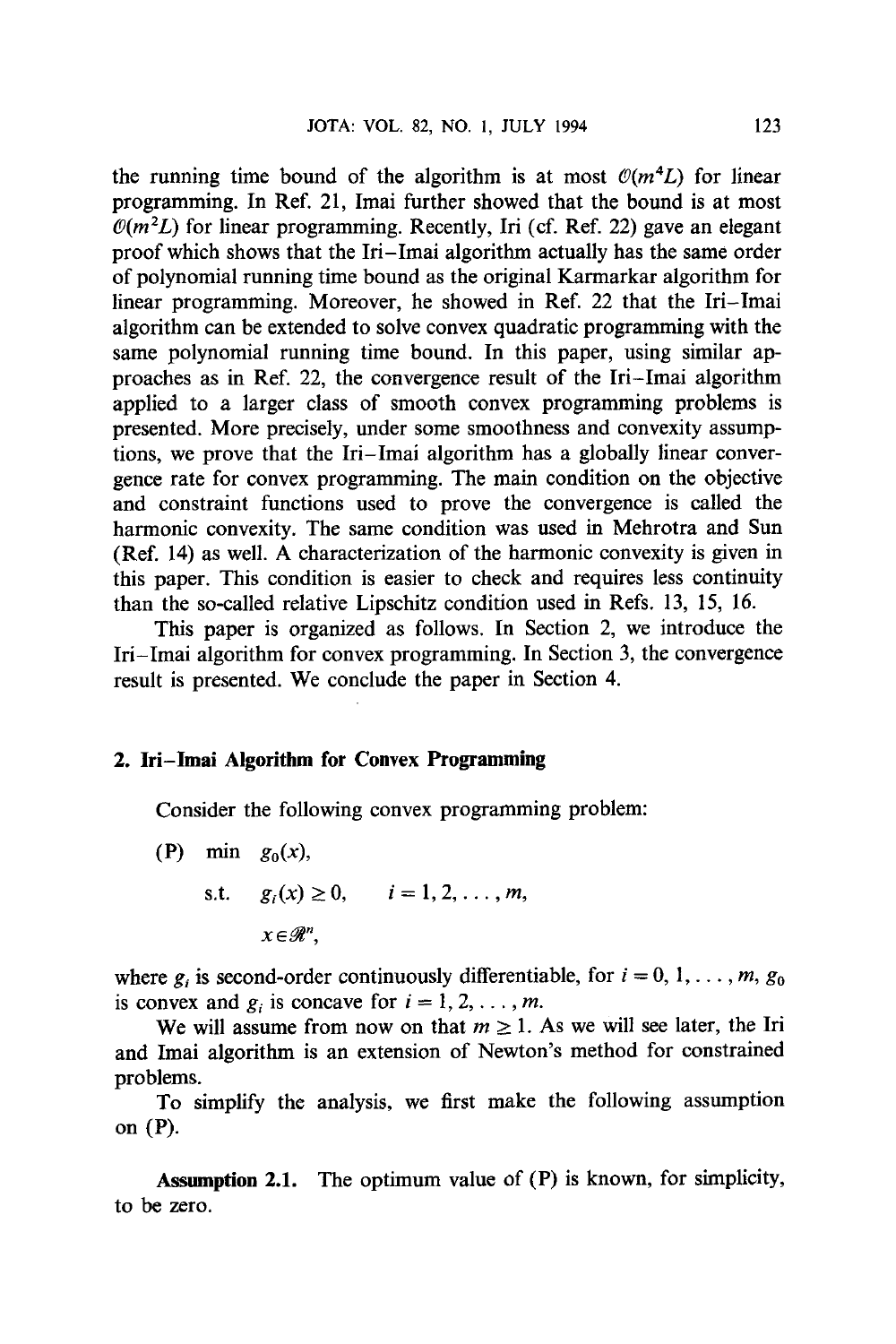the running time bound of the algorithm is at most $\mathcal{O}(m^4L)$ for linear programming. In Ref. 21, Imai further showed that the bound is at most $\mathcal{O}(m^2L)$ for linear programming. Recently, Iri (cf. Ref. 22) gave an elegant proof which shows that the Iri–Imai algorithm actually has the same order of polynomial running time bound as the original Karmarkar algorithm for linear programming. Moreover, he showed in Ref. 22 that the Iri–Imai algorithm can be extended to solve convex quadratic programming with the same polynomial running time bound. In this paper, using similar approaches as in Ref. 22, the convergence result of the Iri–Imai algorithm applied to a larger class of smooth convex programming problems is presented. More precisely, under some smoothness and convexity assumptions, we prove that the Iri–Imai algorithm has a globally linear convergence rate for convex programming. The main condition on the objective and constraint functions used to prove the convergence is called the harmonic convexity. The same condition was used in Mehrotra and Sun (Ref. 14) as well. A characterization of the harmonic convexity is given in this paper. This condition is easier to check and requires less continuity than the so-called relative Lipschitz condition used in Refs. 13, 15, 16.

This paper is organized as follows. In Section 2, we introduce the Iri–Imai algorithm for convex programming. In Section 3, the convergence result is presented. We conclude the paper in Section 4.

## 2. Iri–Imai Algorithm for Convex Programming

Consider the following convex programming problem:

$$
\begin{aligned}
\text{(P)} \quad & \min \quad g_0(x), \\
& \text{s.t.} \quad g_i(x) \geq 0, \qquad i = 1, 2, \ldots, m, \\
& \qquad\;\; x \in \mathcal{R}^n,
\end{aligned}
$$

where $g_i$ is second-order continuously differentiable, for $i = 0, 1, \ldots, m$, $g_0$ is convex and $g_i$ is concave for $i = 1, 2, \ldots, m$.

We will assume from now on that $m \geq 1$. As we will see later, the Iri and Imai algorithm is an extension of Newton's method for constrained problems.

To simplify the analysis, we first make the following assumption on (P).

**Assumption 2.1.** The optimum value of (P) is known, for simplicity, to be zero.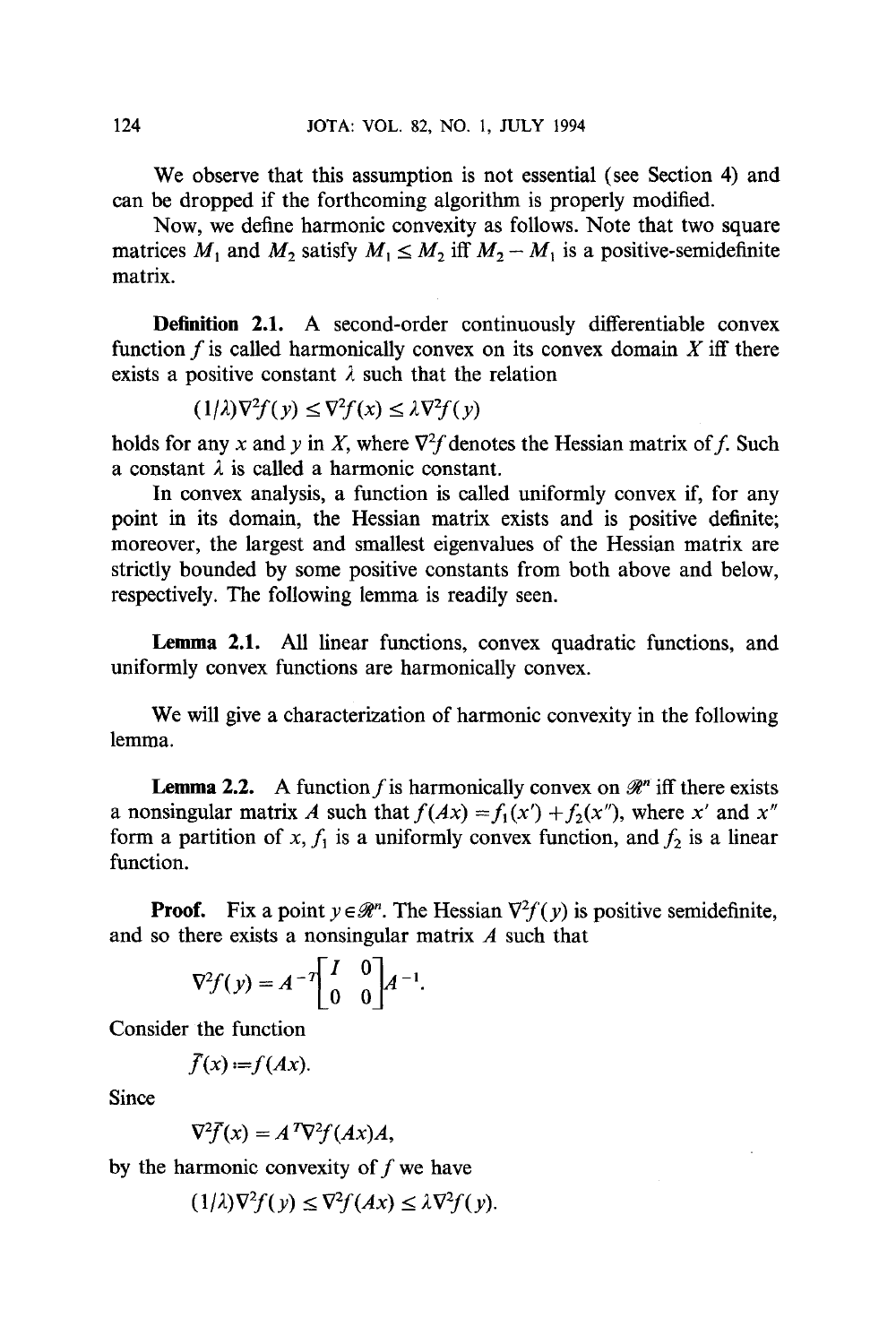We observe that this assumption is not essential (see Section 4) and can be dropped if the forthcoming algorithm is properly modified.

Now, we define harmonic convexity as follows. Note that two square matrices $M_1$ and $M_2$ satisfy $M_1 \leq M_2$ iff $M_2 - M_1$ is a positive-semidefinite matrix.

**Definition 2.1.** A second-order continuously differentiable convex function $f$ is called harmonically convex on its convex domain $X$ iff there exists a positive constant $\lambda$ such that the relation

$$(1/\lambda)\nabla^2 f(y) \leq \nabla^2 f(x) \leq \lambda \nabla^2 f(y)$$

holds for any $x$ and $y$ in $X$, where $\nabla^2 f$ denotes the Hessian matrix of $f$. Such a constant $\lambda$ is called a harmonic constant.

In convex analysis, a function is called uniformly convex if, for any point in its domain, the Hessian matrix exists and is positive definite; moreover, the largest and smallest eigenvalues of the Hessian matrix are strictly bounded by some positive constants from both above and below, respectively. The following lemma is readily seen.

**Lemma 2.1.** All linear functions, convex quadratic functions, and uniformly convex functions are harmonically convex.

We will give a characterization of harmonic convexity in the following lemma.

**Lemma 2.2.** A function $f$ is harmonically convex on $\mathscr{R}^n$ iff there exists a nonsingular matrix $A$ such that $f(Ax) = f_1(x') + f_2(x'')$, where $x'$ and $x''$ form a partition of $x$, $f_1$ is a uniformly convex function, and $f_2$ is a linear function.

**Proof.** Fix a point $y \in \mathscr{R}^n$. The Hessian $\nabla^2 f(y)$ is positive semidefinite, and so there exists a nonsingular matrix $A$ such that

$$\nabla^2 f(y) = A^{-T}\begin{bmatrix} I & 0 \\ 0 & 0 \end{bmatrix} A^{-1}.$$

Consider the function

$$\bar{f}(x) := f(Ax).$$

Since

$$\nabla^2 \bar{f}(x) = A^T \nabla^2 f(Ax) A,$$

by the harmonic convexity of $f$ we have

$$(1/\lambda)\nabla^2 f(y) \leq \nabla^2 f(Ax) \leq \lambda \nabla^2 f(y).$$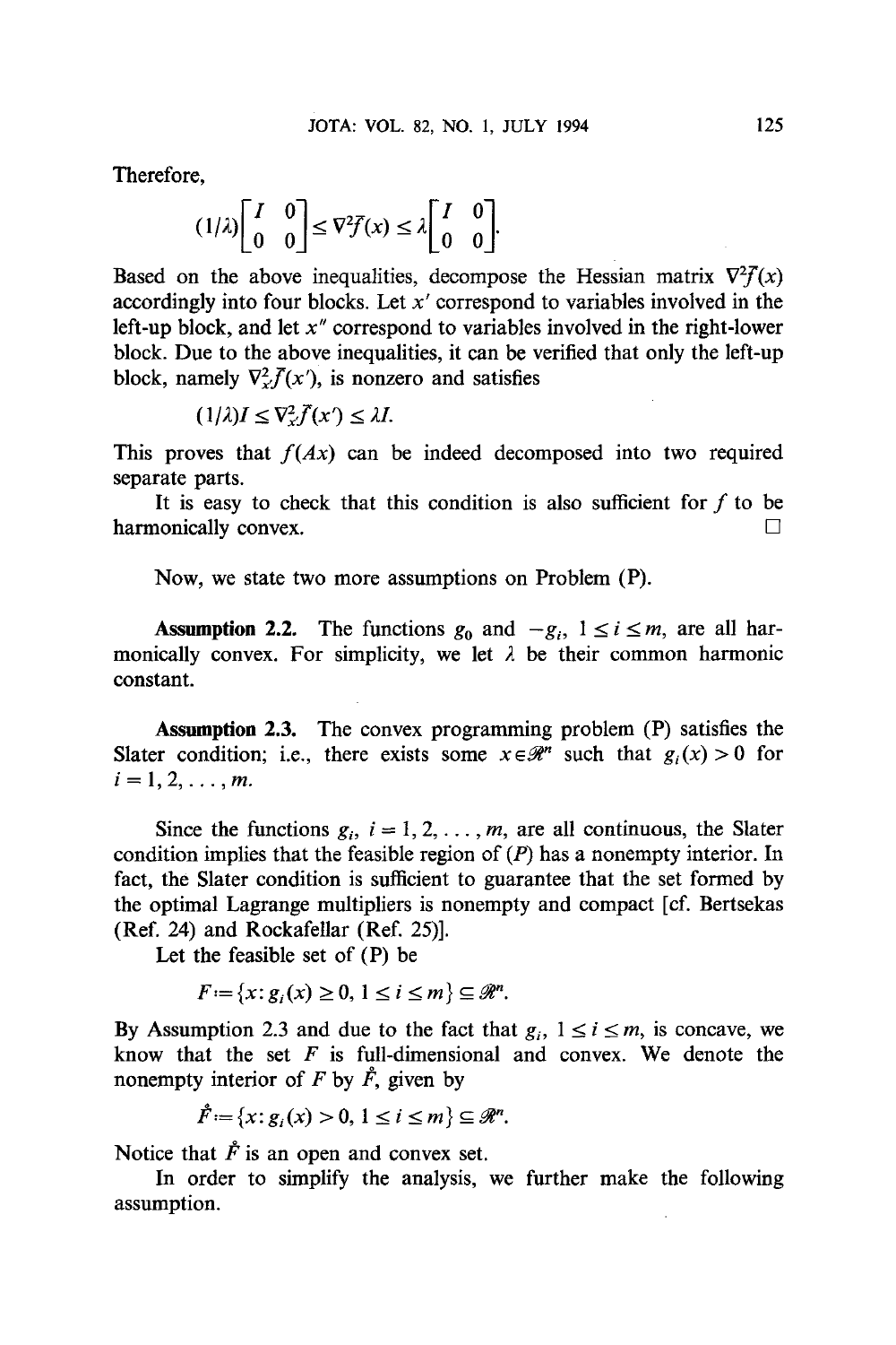Therefore,

$$(1/\lambda)\begin{bmatrix} I & 0 \\ 0 & 0 \end{bmatrix} \leq \nabla^2 \bar{f}(x) \leq \lambda \begin{bmatrix} I & 0 \\ 0 & 0 \end{bmatrix}.$$

Based on the above inequalities, decompose the Hessian matrix $\nabla^2 \bar{f}(x)$ accordingly into four blocks. Let $x'$ correspond to variables involved in the left-up block, and let $x''$ correspond to variables involved in the right-lower block. Due to the above inequalities, it can be verified that only the left-up block, namely $\nabla^2_{x'} \bar{f}(x')$, is nonzero and satisfies

$$(1/\lambda) I \leq \nabla^2_{x'} \bar{f}(x') \leq \lambda I.$$

This proves that $f(Ax)$ can be indeed decomposed into two required separate parts.

It is easy to check that this condition is also sufficient for $f$ to be harmonically convex. □

Now, we state two more assumptions on Problem (P).

**Assumption 2.2.** The functions $g_0$ and $-g_i$, $1 \leq i \leq m$, are all harmonically convex. For simplicity, we let $\lambda$ be their common harmonic constant.

**Assumption 2.3.** The convex programming problem (P) satisfies the Slater condition; i.e., there exists some $x \in \mathscr{R}^n$ such that $g_i(x) > 0$ for $i = 1, 2, \ldots, m$.

Since the functions $g_i$, $i = 1, 2, \ldots, m$, are all continuous, the Slater condition implies that the feasible region of (*P*) has a nonempty interior. In fact, the Slater condition is sufficient to guarantee that the set formed by the optimal Lagrange multipliers is nonempty and compact [cf. Bertsekas (Ref. 24) and Rockafellar (Ref. 25)].

Let the feasible set of (P) be

$$F := \{x : g_i(x) \geq 0, \ 1 \leq i \leq m\} \subseteq \mathscr{R}^n.$$

By Assumption 2.3 and due to the fact that $g_i$, $1 \leq i \leq m$, is concave, we know that the set $F$ is full-dimensional and convex. We denote the nonempty interior of $F$ by $\mathring{F}$, given by

$$\mathring{F} := \{x : g_i(x) > 0, \ 1 \leq i \leq m\} \subseteq \mathscr{R}^n.$$

Notice that $\mathring{F}$ is an open and convex set.

In order to simplify the analysis, we further make the following assumption.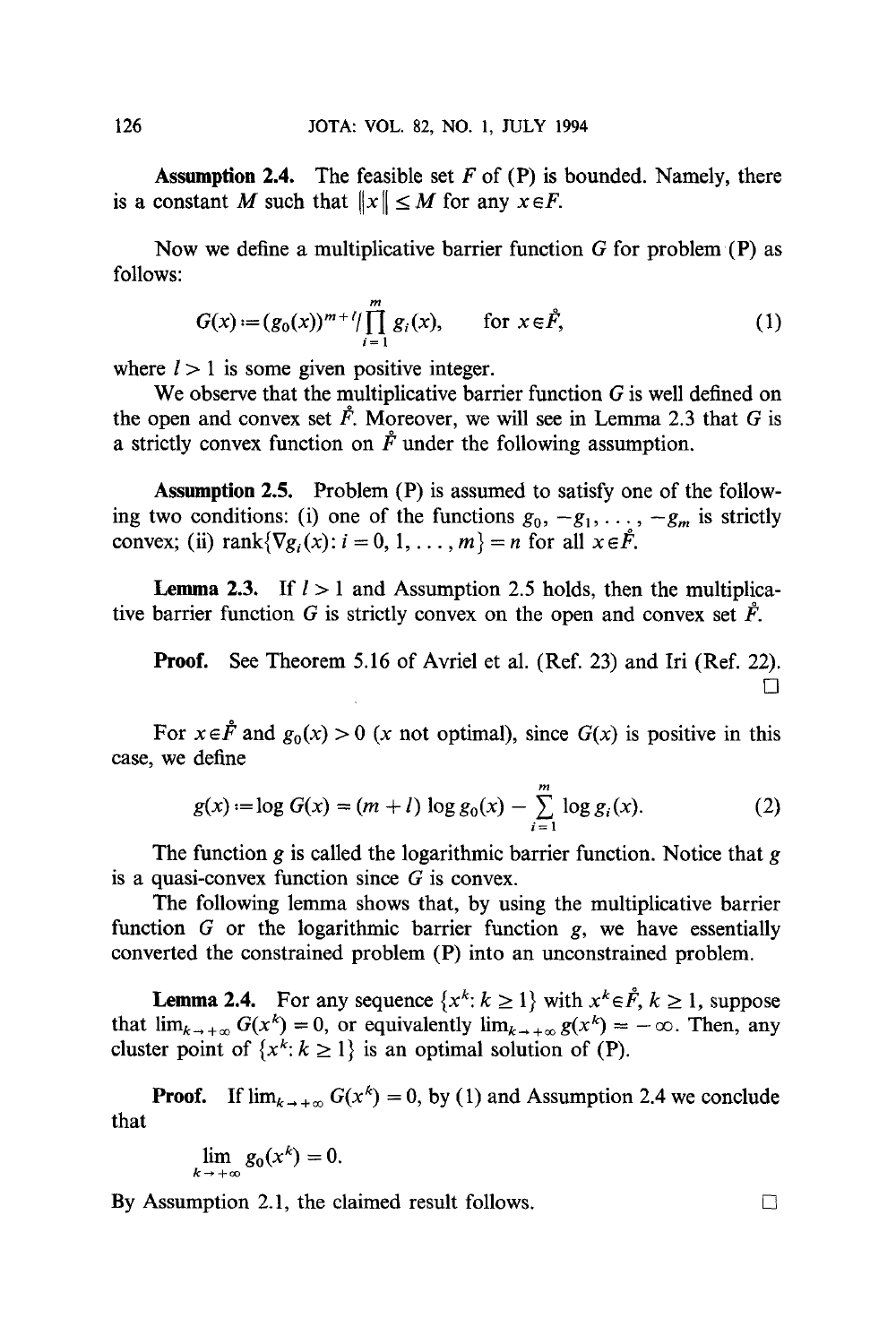**Assumption 2.4.** The feasible set $F$ of (P) is bounded. Namely, there is a constant $M$ such that $\|x\| \leq M$ for any $x \in F$.

Now we define a multiplicative barrier function $G$ for problem (P) as follows:

$$G(x) := (g_0(x))^{m+l} / \prod_{i=1}^{m} g_i(x), \qquad \text{for } x \in \mathring{F}, \tag{1}$$

where $l > 1$ is some given positive integer.

We observe that the multiplicative barrier function $G$ is well defined on the open and convex set $\mathring{F}$. Moreover, we will see in Lemma 2.3 that $G$ is a strictly convex function on $\mathring{F}$ under the following assumption.

**Assumption 2.5.** Problem (P) is assumed to satisfy one of the following two conditions: (i) one of the functions $g_0, -g_1, \ldots, -g_m$ is strictly convex; (ii) $\operatorname{rank}\{\nabla g_i(x) : i = 0, 1, \ldots, m\} = n$ for all $x \in \mathring{F}$.

**Lemma 2.3.** If $l > 1$ and Assumption 2.5 holds, then the multiplicative barrier function $G$ is strictly convex on the open and convex set $\mathring{F}$.

**Proof.** See Theorem 5.16 of Avriel et al. (Ref. 23) and Iri (Ref. 22). □

For $x \in \mathring{F}$ and $g_0(x) > 0$ ($x$ not optimal), since $G(x)$ is positive in this case, we define

$$g(x) := \log G(x) = (m + l) \log g_0(x) - \sum_{i=1}^{m} \log g_i(x). \tag{2}$$

The function $g$ is called the logarithmic barrier function. Notice that $g$ is a quasi-convex function since $G$ is convex.

The following lemma shows that, by using the multiplicative barrier function $G$ or the logarithmic barrier function $g$, we have essentially converted the constrained problem (P) into an unconstrained problem.

**Lemma 2.4.** For any sequence $\{x^k : k \geq 1\}$ with $x^k \in \mathring{F}$, $k \geq 1$, suppose that $\lim_{k \to +\infty} G(x^k) = 0$, or equivalently $\lim_{k \to +\infty} g(x^k) = -\infty$. Then, any cluster point of $\{x^k : k \geq 1\}$ is an optimal solution of (P).

**Proof.** If $\lim_{k \to +\infty} G(x^k) = 0$, by (1) and Assumption 2.4 we conclude that

$$\lim_{k \to +\infty} g_0(x^k) = 0.$$

By Assumption 2.1, the claimed result follows. □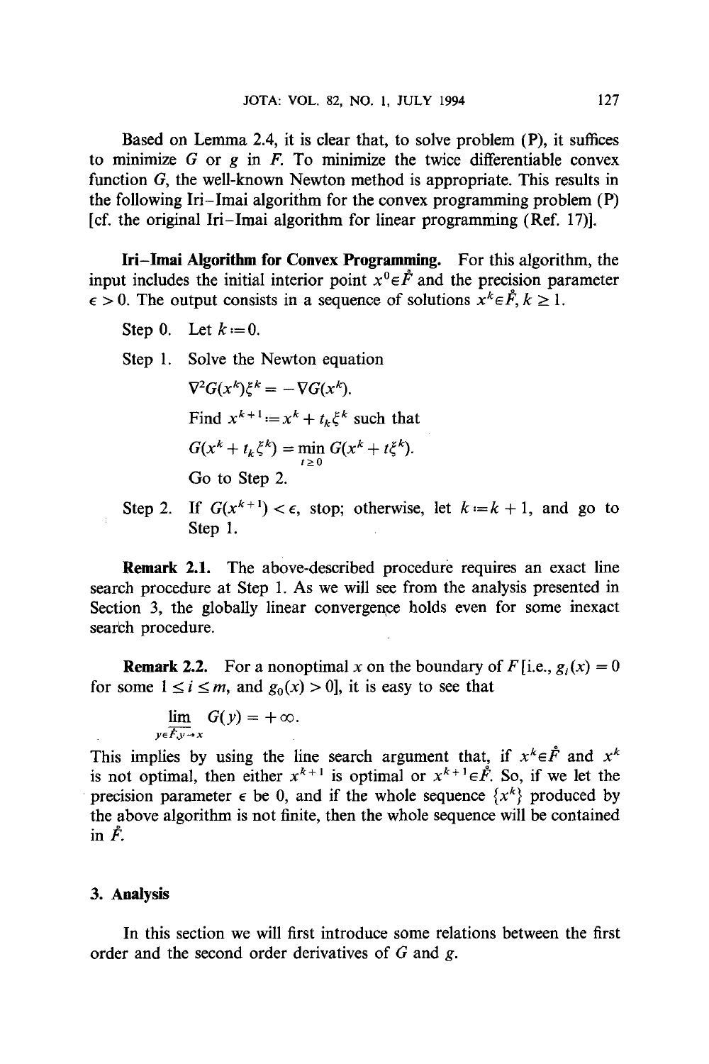Based on Lemma 2.4, it is clear that, to solve problem (P), it suffices to minimize $G$ or $g$ in $F$. To minimize the twice differentiable convex function $G$, the well-known Newton method is appropriate. This results in the following Iri–Imai algorithm for the convex programming problem (P) [cf. the original Iri–Imai algorithm for linear programming (Ref. 17)].

**Iri–Imai Algorithm for Convex Programming.** For this algorithm, the input includes the initial interior point $x^0 \in \mathring{F}$ and the precision parameter $\epsilon > 0$. The output consists in a sequence of solutions $x^k \in \mathring{F}$, $k \geq 1$.

Step 0. Let $k := 0$.

Step 1. Solve the Newton equation

$$\nabla^2 G(x^k)\xi^k = -\nabla G(x^k).$$

Find $x^{k+1} := x^k + t_k \xi^k$ such that

$$G(x^k + t_k \xi^k) = \min_{t \geq 0} G(x^k + t\xi^k).$$

Go to Step 2.

Step 2. If $G(x^{k+1}) < \epsilon$, stop; otherwise, let $k := k + 1$, and go to Step 1.

**Remark 2.1.** The above-described procedure requires an exact line search procedure at Step 1. As we will see from the analysis presented in Section 3, the globally linear convergence holds even for some inexact search procedure.

**Remark 2.2.** For a nonoptimal $x$ on the boundary of $F$ [i.e., $g_i(x) = 0$ for some $1 \leq i \leq m$, and $g_0(x) > 0$], it is easy to see that

$$\overline{\lim_{y \in \mathring{F}, y \to x}} G(y) = +\infty.$$

This implies by using the line search argument that, if $x^k \in \mathring{F}$ and $x^k$ is not optimal, then either $x^{k+1}$ is optimal or $x^{k+1} \in \mathring{F}$. So, if we let the precision parameter $\epsilon$ be 0, and if the whole sequence $\{x^k\}$ produced by the above algorithm is not finite, then the whole sequence will be contained in $\mathring{F}$.

## 3. Analysis

In this section we will first introduce some relations between the first order and the second order derivatives of $G$ and $g$.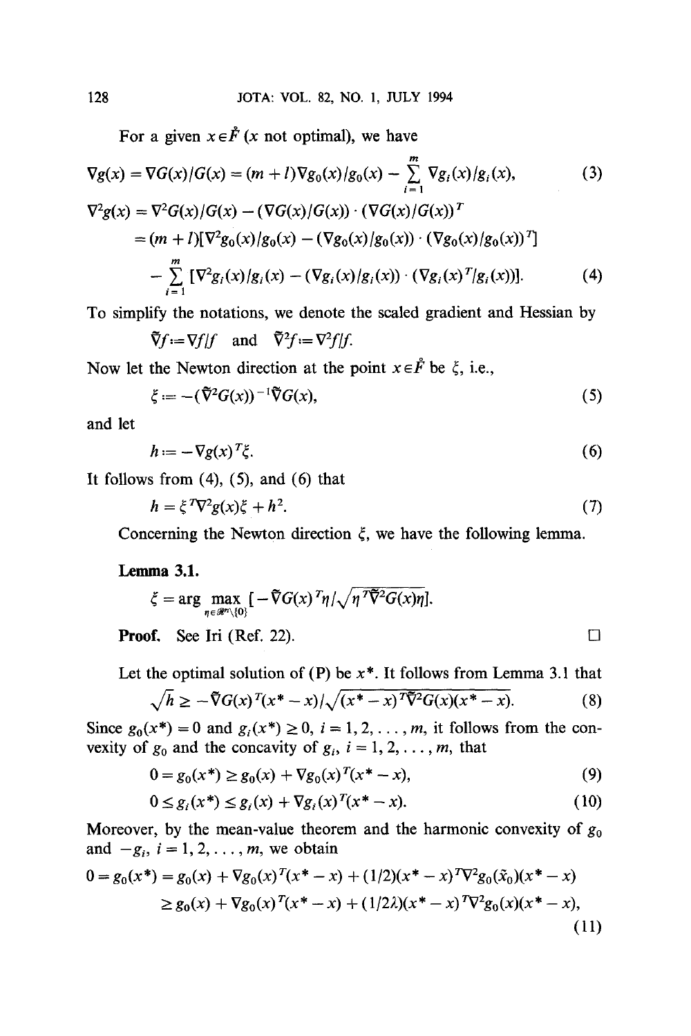For a given $x \in \mathring{F}$ ($x$ not optimal), we have

$$\nabla g(x) = \nabla G(x)/G(x) = (m+l)\nabla g_0(x)/g_0(x) - \sum_{i=1}^{m} \nabla g_i(x)/g_i(x), \tag{3}$$

$$\begin{aligned}\nabla^2 g(x) &= \nabla^2 G(x)/G(x) - (\nabla G(x)/G(x)) \cdot (\nabla G(x)/G(x))^T \\ &= (m+l)[\nabla^2 g_0(x)/g_0(x) - (\nabla g_0(x)/g_0(x)) \cdot (\nabla g_0(x)/g_0(x))^T] \\ &\quad - \sum_{i=1}^{m} [\nabla^2 g_i(x)/g_i(x) - (\nabla g_i(x)/g_i(x)) \cdot (\nabla g_i(x)^T/g_i(x))]. \end{aligned} \tag{4}$$

To simplify the notations, we denote the scaled gradient and Hessian by

$$\tilde{\nabla} f := \nabla f/f \quad \text{and} \quad \tilde{\nabla}^2 f := \nabla^2 f/f.$$

Now let the Newton direction at the point $x \in \mathring{F}$ be $\xi$, i.e.,

$$\xi := -(\tilde{\nabla}^2 G(x))^{-1} \tilde{\nabla} G(x), \tag{5}$$

and let

$$h := -\nabla g(x)^T \xi. \tag{6}$$

It follows from (4), (5), and (6) that

$$h = \xi^T \nabla^2 g(x) \xi + h^2. \tag{7}$$

Concerning the Newton direction $\xi$, we have the following lemma.

**Lemma 3.1.**

$$\xi = \arg \max_{\eta \in \mathscr{R}^n \setminus \{0\}} [-\tilde{\nabla} G(x)^T \eta / \sqrt{\eta^T \tilde{\nabla}^2 G(x) \eta}].$$

**Proof.** See Iri (Ref. 22). $\square$

Let the optimal solution of (P) be $x^*$. It follows from Lemma 3.1 that

$$\sqrt{h} \geq -\tilde{\nabla} G(x)^T (x^* - x) / \sqrt{(x^* - x)^T \tilde{\nabla}^2 G(x)(x^* - x)}. \tag{8}$$

Since $g_0(x^*) = 0$ and $g_i(x^*) \geq 0$, $i = 1, 2, \ldots, m$, it follows from the convexity of $g_0$ and the concavity of $g_i$, $i = 1, 2, \ldots, m$, that

$$0 = g_0(x^*) \geq g_0(x) + \nabla g_0(x)^T (x^* - x), \tag{9}$$

$$0 \leq g_i(x^*) \leq g_i(x) + \nabla g_i(x)^T (x^* - x). \tag{10}$$

Moreover, by the mean-value theorem and the harmonic convexity of $g_0$ and $-g_i$, $i = 1, 2, \ldots, m$, we obtain

$$\begin{aligned} 0 = g_0(x^*) &= g_0(x) + \nabla g_0(x)^T (x^* - x) + (1/2)(x^* - x)^T \nabla^2 g_0(\tilde{x}_0)(x^* - x) \\ &\geq g_0(x) + \nabla g_0(x)^T (x^* - x) + (1/2\lambda)(x^* - x)^T \nabla^2 g_0(x)(x^* - x), \end{aligned} \tag{11}$$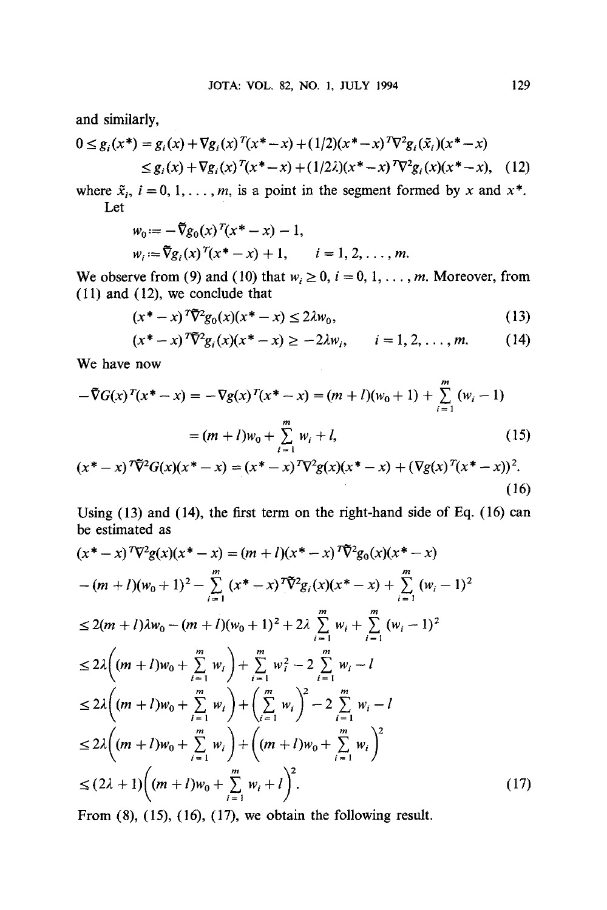and similarly,

$$0 \leq g_i(x^*) = g_i(x) + \nabla g_i(x)^T(x^* - x) + (1/2)(x^* - x)^T \nabla^2 g_i(\tilde{x}_i)(x^* - x)$$
$$\leq g_i(x) + \nabla g_i(x)^T(x^* - x) + (1/2\lambda)(x^* - x)^T \nabla^2 g_i(x)(x^* - x), \quad (12)$$

where $\tilde{x}_i$, $i = 0, 1, \ldots, m$, is a point in the segment formed by $x$ and $x^*$.

Let

$$w_0 := -\tilde{\nabla} g_0(x)^T(x^* - x) - 1,$$
$$w_i := \tilde{\nabla} g_i(x)^T(x^* - x) + 1, \qquad i = 1, 2, \ldots, m.$$

We observe from (9) and (10) that $w_i \geq 0$, $i = 0, 1, \ldots, m$. Moreover, from (11) and (12), we conclude that

$$(x^* - x)^T \tilde{\nabla}^2 g_0(x)(x^* - x) \leq 2\lambda w_0, \quad (13)$$

$$(x^* - x)^T \tilde{\nabla}^2 g_i(x)(x^* - x) \geq -2\lambda w_i, \qquad i = 1, 2, \ldots, m. \quad (14)$$

We have now

$$-\tilde{\nabla} G(x)^T(x^* - x) = -\nabla g(x)^T(x^* - x) = (m + l)(w_0 + 1) + \sum_{i=1}^m (w_i - 1)$$
$$= (m + l)w_0 + \sum_{i=1}^m w_i + l, \quad (15)$$

$$(x^* - x)^T \tilde{\nabla}^2 G(x)(x^* - x) = (x^* - x)^T \nabla^2 g(x)(x^* - x) + (\nabla g(x)^T(x^* - x))^2. \quad (16)$$

Using (13) and (14), the first term on the right-hand side of Eq. (16) can be estimated as

$$(x^* - x)^T \nabla^2 g(x)(x^* - x) = (m + l)(x^* - x)^T \tilde{\nabla}^2 g_0(x)(x^* - x)$$
$$- (m + l)(w_0 + 1)^2 - \sum_{i=1}^m (x^* - x)^T \tilde{\nabla}^2 g_i(x)(x^* - x) + \sum_{i=1}^m (w_i - 1)^2$$
$$\leq 2(m + l)\lambda w_0 - (m + l)(w_0 + 1)^2 + 2\lambda \sum_{i=1}^m w_i + \sum_{i=1}^m (w_i - 1)^2$$
$$\leq 2\lambda\left((m + l)w_0 + \sum_{i=1}^m w_i\right) + \sum_{i=1}^m w_i^2 - 2\sum_{i=1}^m w_i - l$$
$$\leq 2\lambda\left((m + l)w_0 + \sum_{i=1}^m w_i\right) + \left(\sum_{i=1}^m w_i\right)^2 - 2\sum_{i=1}^m w_i - l$$
$$\leq 2\lambda\left((m + l)w_0 + \sum_{i=1}^m w_i\right) + \left((m + l)w_0 + \sum_{i=1}^m w_i\right)^2$$
$$\leq (2\lambda + 1)\left((m + l)w_0 + \sum_{i=1}^m w_i + l\right)^2. \quad (17)$$

From (8), (15), (16), (17), we obtain the following result.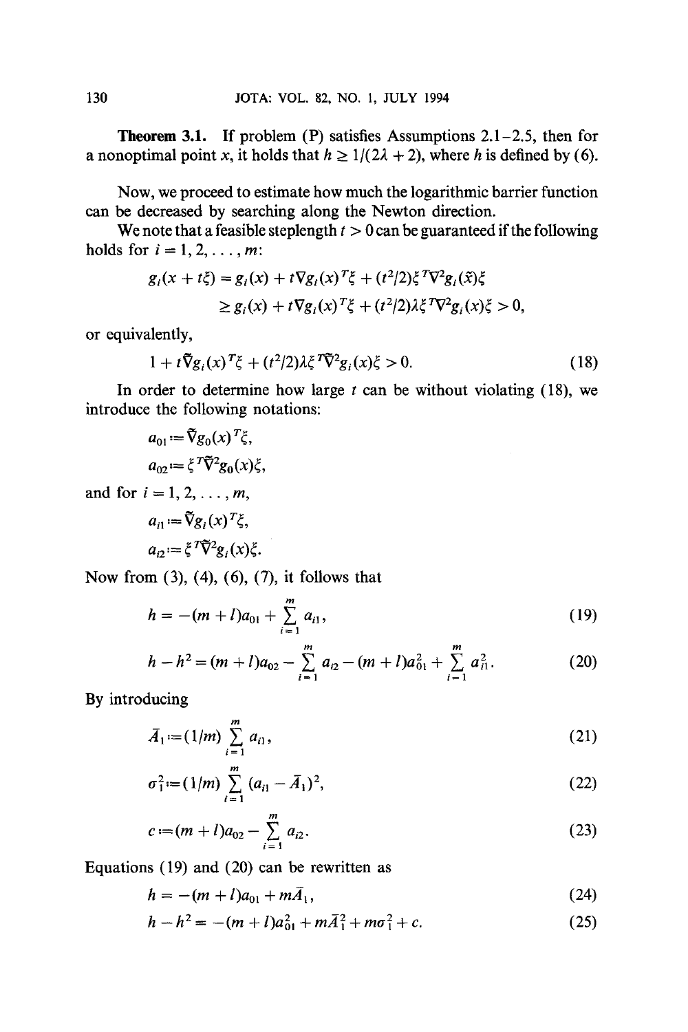**Theorem 3.1.** If problem (P) satisfies Assumptions 2.1–2.5, then for a nonoptimal point $x$, it holds that $h \geq 1/(2\lambda + 2)$, where $h$ is defined by (6).

Now, we proceed to estimate how much the logarithmic barrier function can be decreased by searching along the Newton direction.

We note that a feasible steplength $t > 0$ can be guaranteed if the following holds for $i = 1, 2, \ldots, m$:

$$g_i(x + t\xi) = g_i(x) + t\nabla g_i(x)^T\xi + (t^2/2)\xi^T\nabla^2 g_i(\tilde{x})\xi$$
$$\geq g_i(x) + t\nabla g_i(x)^T\xi + (t^2/2)\lambda\xi^T\nabla^2 g_i(x)\xi > 0,$$

or equivalently,

$$1 + t\tilde{\nabla} g_i(x)^T\xi + (t^2/2)\lambda\xi^T\tilde{\nabla}^2 g_i(x)\xi > 0. \tag{18}$$

In order to determine how large $t$ can be without violating (18), we introduce the following notations:

$$a_{01} := \tilde{\nabla} g_0(x)^T\xi,$$
$$a_{02} := \xi^T\tilde{\nabla}^2 g_0(x)\xi,$$

and for $i = 1, 2, \ldots, m$,

$$a_{i1} := \tilde{\nabla} g_i(x)^T\xi,$$
$$a_{i2} := \xi^T\tilde{\nabla}^2 g_i(x)\xi.$$

Now from (3), (4), (6), (7), it follows that

$$h = -(m + l)a_{01} + \sum_{i=1}^{m} a_{i1}, \tag{19}$$

$$h - h^2 = (m + l)a_{02} - \sum_{i=1}^{m} a_{i2} - (m + l)a_{01}^2 + \sum_{i=1}^{m} a_{i1}^2. \tag{20}$$

By introducing

$$\bar{A}_1 := (1/m)\sum_{i=1}^{m} a_{i1}, \tag{21}$$

$$\sigma_1^2 := (1/m)\sum_{i=1}^{m} (a_{i1} - \bar{A}_1)^2, \tag{22}$$

$$c := (m + l)a_{02} - \sum_{i=1}^{m} a_{i2}. \tag{23}$$

Equations (19) and (20) can be rewritten as

$$h = -(m + l)a_{01} + m\bar{A}_1, \tag{24}$$

$$h - h^2 = -(m + l)a_{01}^2 + m\bar{A}_1^2 + m\sigma_1^2 + c. \tag{25}$$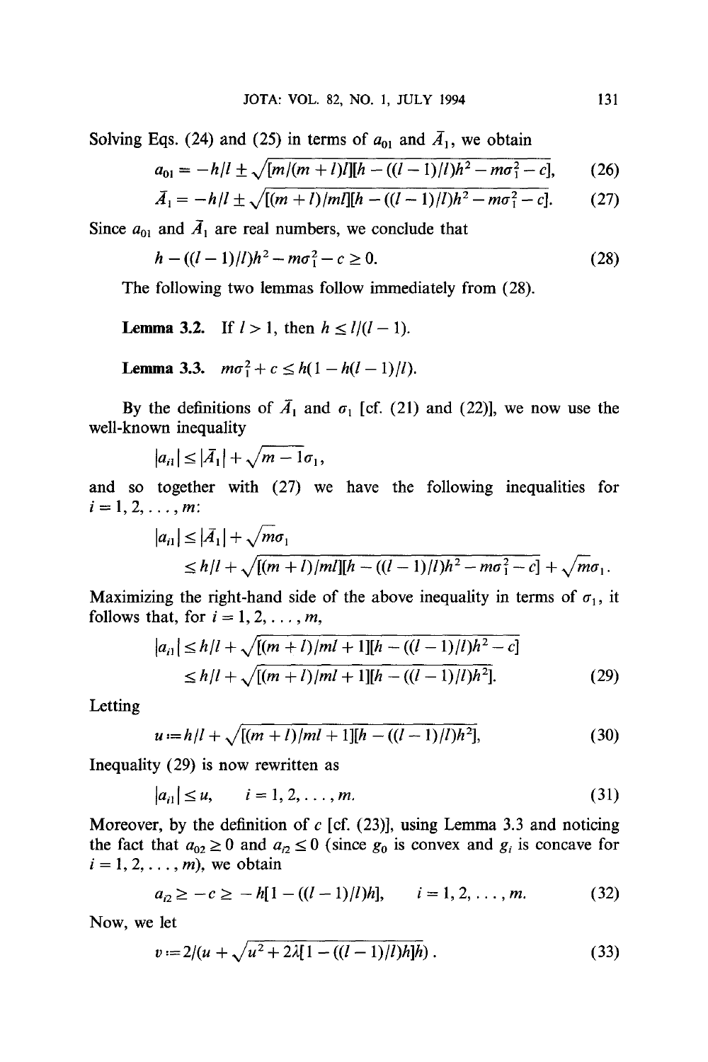Solving Eqs. (24) and (25) in terms of $a_{01}$ and $\bar{A}_1$, we obtain

$$a_{01} = -h/l \pm \sqrt{[m/(m+l)l][h - ((l-1)/l)h^2 - m\sigma_1^2 - c]}, \tag{26}$$

$$\bar{A}_1 = -h/l \pm \sqrt{[(m+l)/ml][h - ((l-1)/l)h^2 - m\sigma_1^2 - c]}. \tag{27}$$

Since $a_{01}$ and $\bar{A}_1$ are real numbers, we conclude that

$$h - ((l-1)/l)h^2 - m\sigma_1^2 - c \geq 0. \tag{28}$$

The following two lemmas follow immediately from (28).

**Lemma 3.2.** If $l > 1$, then $h \leq l/(l-1)$.

**Lemma 3.3.** $m\sigma_1^2 + c \leq h(1 - h(l-1)/l)$.

By the definitions of $\bar{A}_1$ and $\sigma_1$ [cf. (21) and (22)], we now use the well-known inequality

$$|a_{i1}| \leq |\bar{A}_1| + \sqrt{m-1}\,\sigma_1,$$

and so together with (27) we have the following inequalities for $i = 1, 2, \ldots, m$:

$$\begin{aligned}|a_{i1}| &\leq |\bar{A}_1| + \sqrt{m}\,\sigma_1 \\ &\leq h/l + \sqrt{[(m+l)/ml][h - ((l-1)/l)h^2 - m\sigma_1^2 - c]} + \sqrt{m}\,\sigma_1.\end{aligned}$$

Maximizing the right-hand side of the above inequality in terms of $\sigma_1$, it follows that, for $i = 1, 2, \ldots, m$,

$$\begin{aligned}|a_{i1}| &\leq h/l + \sqrt{[(m+l)/ml + 1][h - ((l-1)/l)h^2 - c]} \\ &\leq h/l + \sqrt{[(m+l)/ml + 1][h - ((l-1)/l)h^2]}.\end{aligned} \tag{29}$$

Letting

$$u := h/l + \sqrt{[(m+l)/ml + 1][h - ((l-1)/l)h^2]}, \tag{30}$$

Inequality (29) is now rewritten as

$$|a_{i1}| \leq u, \qquad i = 1, 2, \ldots, m. \tag{31}$$

Moreover, by the definition of $c$ [cf. (23)], using Lemma 3.3 and noticing the fact that $a_{02} \geq 0$ and $a_{i2} \leq 0$ (since $g_0$ is convex and $g_i$ is concave for $i = 1, 2, \ldots, m$), we obtain

$$a_{i2} \geq -c \geq -h[1 - ((l-1)/l)h], \qquad i = 1, 2, \ldots, m. \tag{32}$$

Now, we let

$$v := 2/(u + \sqrt{u^2 + 2\lambda[1 - ((l-1)/l)h]h}). \tag{33}$$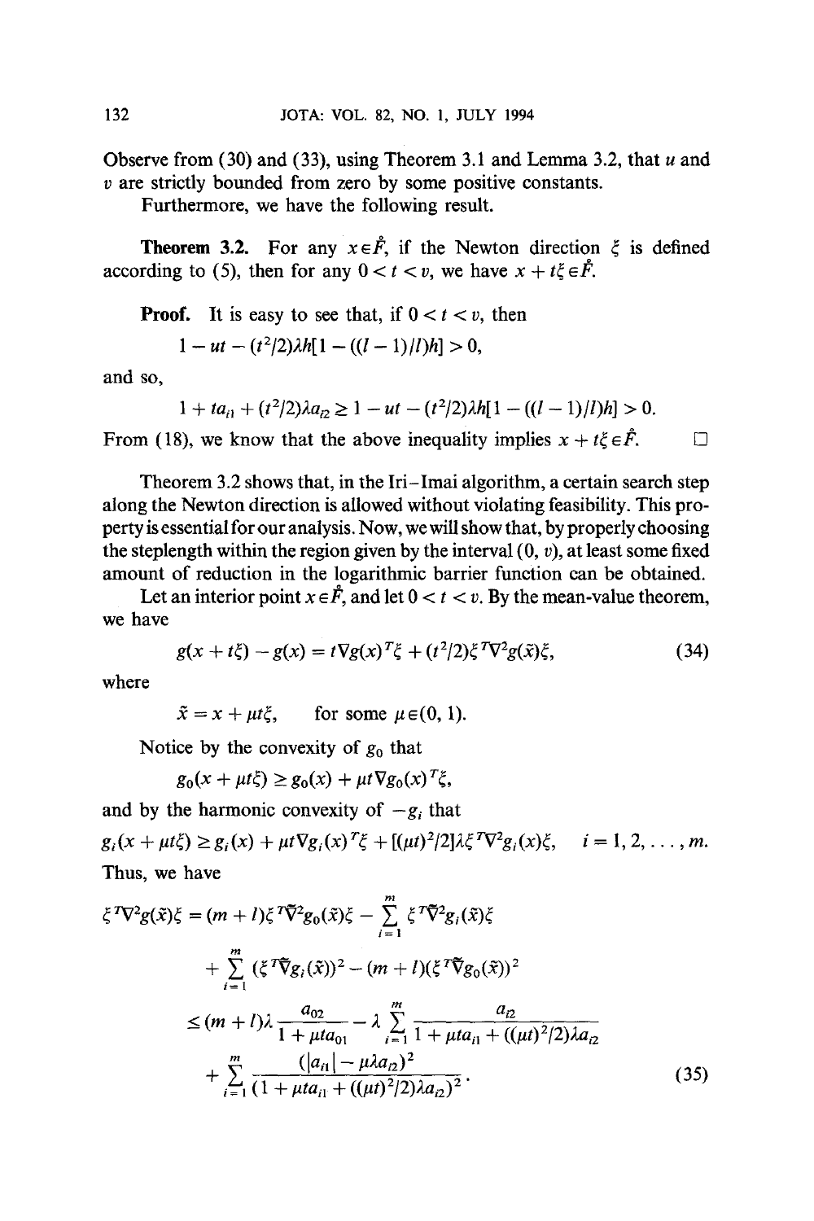Observe from (30) and (33), using Theorem 3.1 and Lemma 3.2, that $u$ and $v$ are strictly bounded from zero by some positive constants.

Furthermore, we have the following result.

**Theorem 3.2.** For any $x \in \mathring{F}$, if the Newton direction $\xi$ is defined according to (5), then for any $0 < t < v$, we have $x + t\xi \in \mathring{F}$.

**Proof.** It is easy to see that, if $0 < t < v$, then

$$1 - ut - (t^2/2)\lambda h[1 - ((l-1)/l)h] > 0,$$

and so,

$$1 + ta_{i1} + (t^2/2)\lambda a_{i2} \geq 1 - ut - (t^2/2)\lambda h[1 - ((l-1)/l)h] > 0.$$

From (18), we know that the above inequality implies $x + t\xi \in \mathring{F}$. $\square$

Theorem 3.2 shows that, in the Iri–Imai algorithm, a certain search step along the Newton direction is allowed without violating feasibility. This property is essential for our analysis. Now, we will show that, by properly choosing the steplength within the region given by the interval $(0, v)$, at least some fixed amount of reduction in the logarithmic barrier function can be obtained.

Let an interior point $x \in \mathring{F}$, and let $0 < t < v$. By the mean-value theorem, we have

$$g(x + t\xi) - g(x) = t\nabla g(x)^T \xi + (t^2/2)\xi^T \nabla^2 g(\tilde{x})\xi, \tag{34}$$

where

$$\tilde{x} = x + \mu t\xi, \qquad \text{for some } \mu \in (0, 1).$$

Notice by the convexity of $g_0$ that

$$g_0(x + \mu t\xi) \geq g_0(x) + \mu t \nabla g_0(x)^T \xi,$$

and by the harmonic convexity of $-g_i$ that

$$g_i(x + \mu t\xi) \geq g_i(x) + \mu t \nabla g_i(x)^T \xi + [(\mu t)^2/2]\lambda \xi^T \nabla^2 g_i(x)\xi, \quad i = 1, 2, \ldots, m.$$

Thus, we have

$$\begin{aligned}
\xi^T \nabla^2 g(\tilde{x})\xi &= (m + l)\xi^T \tilde{\nabla}^2 g_0(\tilde{x})\xi - \sum_{i=1}^{m} \xi^T \tilde{\nabla}^2 g_i(\tilde{x})\xi \\
&\quad + \sum_{i=1}^{m} (\xi^T \tilde{\nabla} g_i(\tilde{x}))^2 - (m + l)(\xi^T \tilde{\nabla} g_0(\tilde{x}))^2 \\
&\leq (m + l)\lambda \frac{a_{02}}{1 + \mu t a_{01}} - \lambda \sum_{i=1}^{m} \frac{a_{i2}}{1 + \mu t a_{i1} + ((\mu t)^2/2)\lambda a_{i2}} \\
&\quad + \sum_{i=1}^{m} \frac{(|a_{i1}| - \mu\lambda a_{i2})^2}{(1 + \mu t a_{i1} + ((\mu t)^2/2)\lambda a_{i2})^2}.
\end{aligned} \tag{35}$$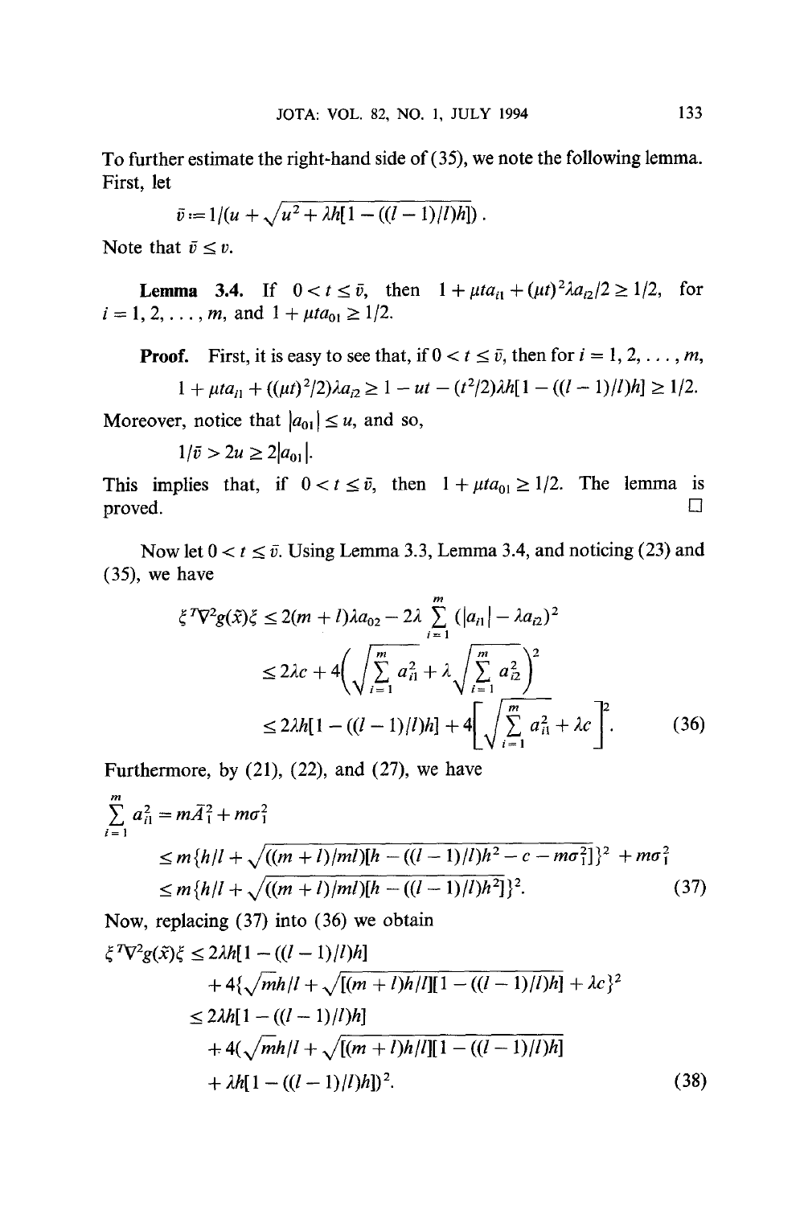To further estimate the right-hand side of (35), we note the following lemma. First, let

$$\bar{v} := 1/(u + \sqrt{u^2 + \lambda h[1 - ((l-1)/l)h]}).$$

Note that $\bar{v} \leq v$.

**Lemma 3.4.** If $0 < t \leq \bar{v}$, then $1 + \mu t a_{i1} + (\mu t)^2 \lambda a_{i2}/2 \geq 1/2$, for $i = 1, 2, \ldots, m$, and $1 + \mu t a_{01} \geq 1/2$.

**Proof.** First, it is easy to see that, if $0 < t \leq \bar{v}$, then for $i = 1, 2, \ldots, m$,

$$1 + \mu t a_{i1} + ((\mu t)^2/2)\lambda a_{i2} \geq 1 - ut - (t^2/2)\lambda h[1 - ((l-1)/l)h] \geq 1/2.$$

Moreover, notice that $|a_{01}| \leq u$, and so,

$$1/\bar{v} > 2u \geq 2|a_{01}|.$$

This implies that, if $0 < t \leq \bar{v}$, then $1 + \mu t a_{01} \geq 1/2$. The lemma is proved. $\square$

Now let $0 < t \leq \bar{v}$. Using Lemma 3.3, Lemma 3.4, and noticing (23) and (35), we have

$$\begin{aligned}
\xi^T \nabla^2 g(\tilde{x}) \xi &\leq 2(m+l)\lambda a_{02} - 2\lambda \sum_{i=1}^{m} (|a_{i1}| - \lambda a_{i2})^2 \\
&\leq 2\lambda c + 4\left(\sqrt{\sum_{i=1}^{m} a_{i1}^2} + \lambda \sqrt{\sum_{i=1}^{m} a_{i2}^2}\right)^2 \\
&\leq 2\lambda h[1 - ((l-1)/l)h] + 4\left[\sqrt{\sum_{i=1}^{m} a_{i1}^2} + \lambda c\right]^2. \qquad (36)
\end{aligned}$$

Furthermore, by (21), (22), and (27), we have

$$\begin{aligned}
\sum_{i=1}^{m} a_{i1}^2 &= m\bar{A}_1^2 + m\sigma_1^2 \\
&\leq m\{h/l + \sqrt{((m+l)/ml)[h - ((l-1)/l)h^2 - c - m\sigma_1^2]}\}^2 + m\sigma_1^2 \\
&\leq m\{h/l + \sqrt{((m+l)/ml)[h - ((l-1)/l)h^2]}\}^2. \qquad (37)
\end{aligned}$$

Now, replacing (37) into (36) we obtain

$$\begin{aligned}
\xi^T \nabla^2 g(\tilde{x}) \xi &\leq 2\lambda h[1 - ((l-1)/l)h] \\
&\quad + 4\{\sqrt{m}h/l + \sqrt{[(m+l)h/l][1 - ((l-1)/l)h]} + \lambda c\}^2 \\
&\leq 2\lambda h[1 - ((l-1)/l)h] \\
&\quad + 4(\sqrt{m}h/l + \sqrt{[(m+l)h/l][1 - ((l-1)/l)h]} \\
&\quad + \lambda h[1 - ((l-1)/l)h])^2. \qquad (38)
\end{aligned}$$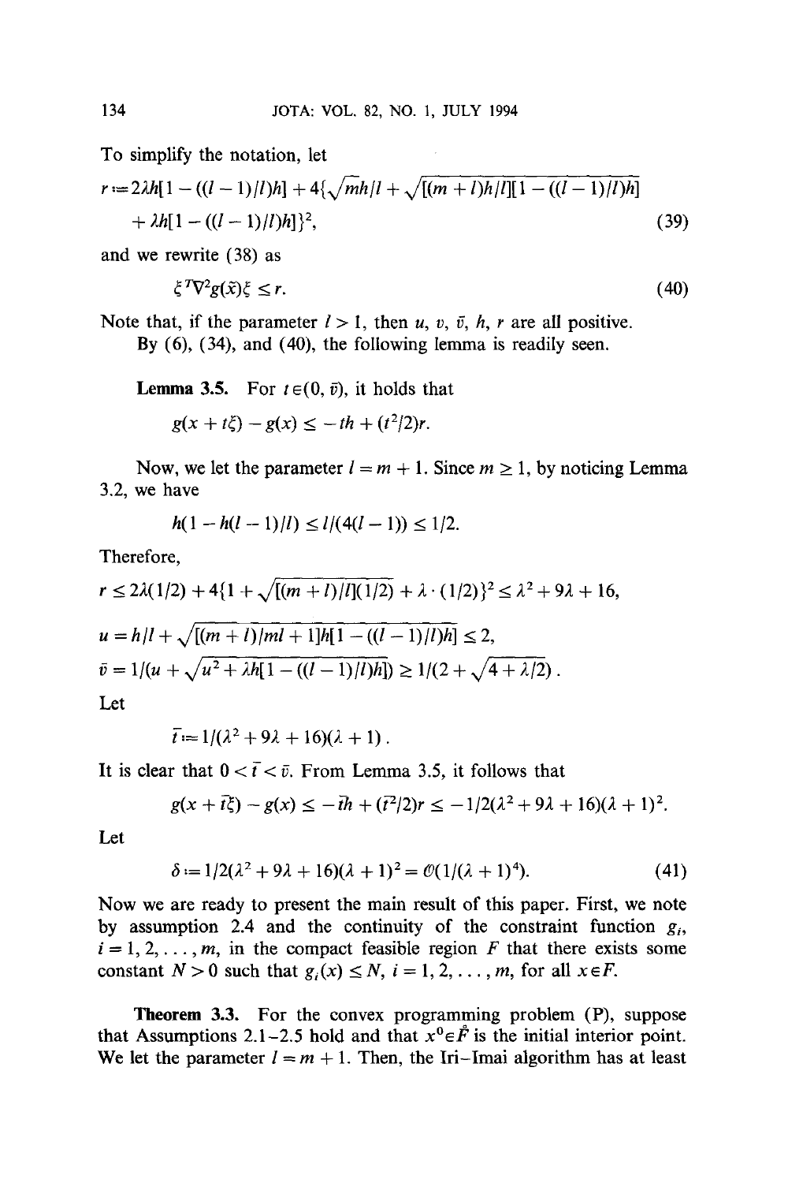To simplify the notation, let

$$r := 2\lambda h[1 - ((l-1)/l)h] + 4\{\sqrt{m}h/l + \sqrt{[(m+l)h/l][1-((l-1)/l)h]} + \lambda h[1-((l-1)/l)h]\}^2, \tag{39}$$

and we rewrite (38) as

$$\xi^T \nabla^2 g(\bar{x})\xi \leq r. \tag{40}$$

Note that, if the parameter $l > 1$, then $u$, $v$, $\bar{v}$, $h$, $r$ are all positive.

By (6), (34), and (40), the following lemma is readily seen.

**Lemma 3.5.** For $t \in (0, \bar{v})$, it holds that

$$g(x + t\xi) - g(x) \leq -th + (t^2/2)r.$$

Now, we let the parameter $l = m + 1$. Since $m \geq 1$, by noticing Lemma 3.2, we have

$$h(1 - h(l-1)/l) \leq l/(4(l-1)) \leq 1/2.$$

Therefore,

$$r \leq 2\lambda(1/2) + 4\{1 + \sqrt{[(m+l)/l](1/2)} + \lambda \cdot (1/2)\}^2 \leq \lambda^2 + 9\lambda + 16,$$

$$u = h/l + \sqrt{[(m+l)/ml + 1]h[1-((l-1)/l)h]} \leq 2,$$

$$\bar{v} = 1/(u + \sqrt{u^2 + \lambda h[1-((l-1)/l)h]}) \geq 1/(2 + \sqrt{4 + \lambda/2}).$$

Let

$$\bar{t} := 1/(\lambda^2 + 9\lambda + 16)(\lambda + 1).$$

It is clear that $0 < \bar{t} < \bar{v}$. From Lemma 3.5, it follows that

$$g(x + \bar{t}\xi) - g(x) \leq -\bar{t}h + (\bar{t}^2/2)r \leq -1/2(\lambda^2 + 9\lambda + 16)(\lambda + 1)^2.$$

Let

$$\delta := 1/2(\lambda^2 + 9\lambda + 16)(\lambda + 1)^2 = \mathcal{O}(1/(\lambda + 1)^4). \tag{41}$$

Now we are ready to present the main result of this paper. First, we note by assumption 2.4 and the continuity of the constraint function $g_i$, $i = 1, 2, \ldots, m$, in the compact feasible region $F$ that there exists some constant $N > 0$ such that $g_i(x) \leq N$, $i = 1, 2, \ldots, m$, for all $x \in F$.

**Theorem 3.3.** For the convex programming problem (P), suppose that Assumptions 2.1–2.5 hold and that $x^0 \in \mathring{F}$ is the initial interior point. We let the parameter $l = m + 1$. Then, the Iri–Imai algorithm has at least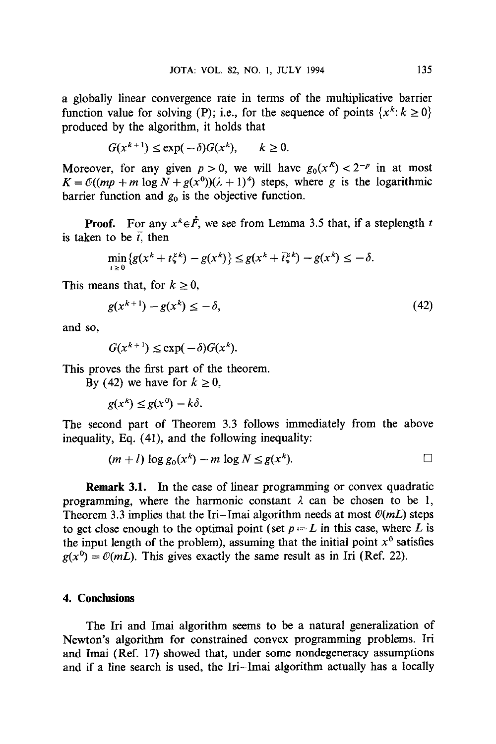a globally linear convergence rate in terms of the multiplicative barrier function value for solving (P); i.e., for the sequence of points $\{x^k: k \geq 0\}$ produced by the algorithm, it holds that

$$G(x^{k+1}) \leq \exp(-\delta) G(x^k), \qquad k \geq 0.$$

Moreover, for any given $p > 0$, we will have $g_0(x^K) < 2^{-p}$ in at most $K = \mathcal{O}((mp + m \log N + g(x^0))(\lambda + 1)^4)$ steps, where $g$ is the logarithmic barrier function and $g_0$ is the objective function.

**Proof.** For any $x^k \in \mathring{F}$, we see from Lemma 3.5 that, if a steplength $t$ is taken to be $\bar{t}$, then

$$\min_{t \geq 0} \{g(x^k + t\xi^k) - g(x^k)\} \leq g(x^k + \bar{t}\xi^k) - g(x^k) \leq -\delta.$$

This means that, for $k \geq 0$,

$$g(x^{k+1}) - g(x^k) \leq -\delta, \tag{42}$$

and so,

$$G(x^{k+1}) \leq \exp(-\delta) G(x^k).$$

This proves the first part of the theorem.

By (42) we have for $k \geq 0$,

$$g(x^k) \leq g(x^0) - k\delta.$$

The second part of Theorem 3.3 follows immediately from the above inequality, Eq. (41), and the following inequality:

$$(m + l) \log g_0(x^k) - m \log N \leq g(x^k). \qquad \square$$

**Remark 3.1.** In the case of linear programming or convex quadratic programming, where the harmonic constant $\lambda$ can be chosen to be 1, Theorem 3.3 implies that the Iri–Imai algorithm needs at most $\mathcal{O}(mL)$ steps to get close enough to the optimal point (set $p := L$ in this case, where $L$ is the input length of the problem), assuming that the initial point $x^0$ satisfies $g(x^0) = \mathcal{O}(mL)$. This gives exactly the same result as in Iri (Ref. 22).

## 4. Conclusions

The Iri and Imai algorithm seems to be a natural generalization of Newton's algorithm for constrained convex programming problems. Iri and Imai (Ref. 17) showed that, under some nondegeneracy assumptions and if a line search is used, the Iri–Imai algorithm actually has a locally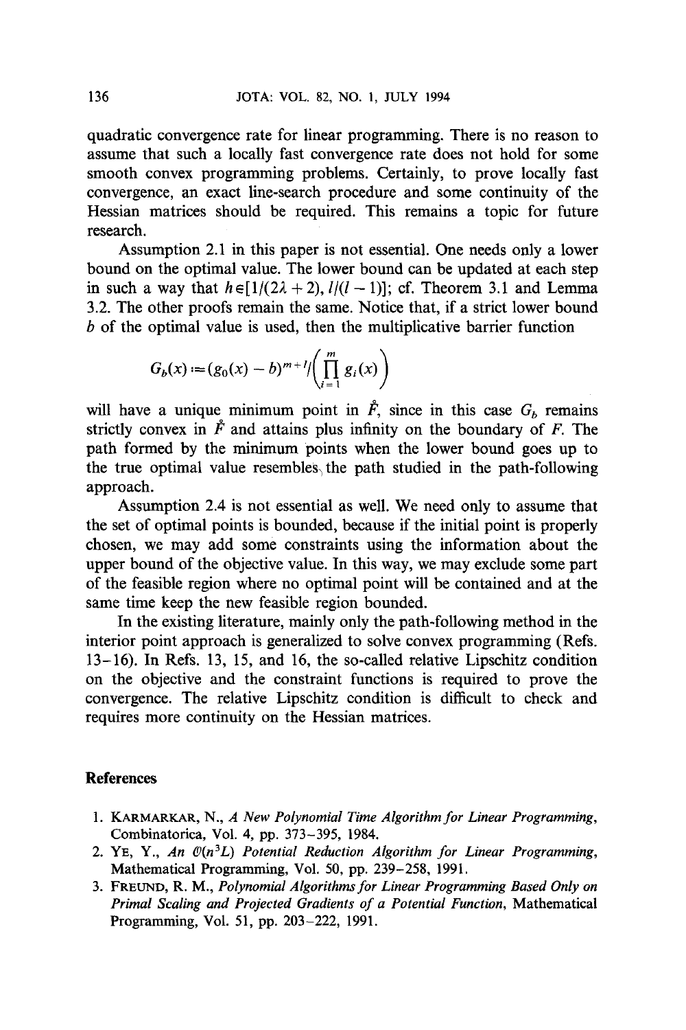quadratic convergence rate for linear programming. There is no reason to assume that such a locally fast convergence rate does not hold for some smooth convex programming problems. Certainly, to prove locally fast convergence, an exact line-search procedure and some continuity of the Hessian matrices should be required. This remains a topic for future research.

Assumption 2.1 in this paper is not essential. One needs only a lower bound on the optimal value. The lower bound can be updated at each step in such a way that $h \in [1/(2\lambda + 2), l/(l-1)]$; cf. Theorem 3.1 and Lemma 3.2. The other proofs remain the same. Notice that, if a strict lower bound $b$ of the optimal value is used, then the multiplicative barrier function

$$G_b(x) := (g_0(x) - b)^{m+l} / \left( \prod_{i=1}^{m} g_i(x) \right)$$

will have a unique minimum point in $\mathring{F}$, since in this case $G_b$ remains strictly convex in $\mathring{F}$ and attains plus infinity on the boundary of $F$. The path formed by the minimum points when the lower bound goes up to the true optimal value resembles the path studied in the path-following approach.

Assumption 2.4 is not essential as well. We need only to assume that the set of optimal points is bounded, because if the initial point is properly chosen, we may add some constraints using the information about the upper bound of the objective value. In this way, we may exclude some part of the feasible region where no optimal point will be contained and at the same time keep the new feasible region bounded.

In the existing literature, mainly only the path-following method in the interior point approach is generalized to solve convex programming (Refs. 13–16). In Refs. 13, 15, and 16, the so-called relative Lipschitz condition on the objective and the constraint functions is required to prove the convergence. The relative Lipschitz condition is difficult to check and requires more continuity on the Hessian matrices.

## References

1. Karmarkar, N., *A New Polynomial Time Algorithm for Linear Programming*, Combinatorica, Vol. 4, pp. 373–395, 1984.
2. Ye, Y., *An $\mathcal{O}(n^3L)$ Potential Reduction Algorithm for Linear Programming*, Mathematical Programming, Vol. 50, pp. 239–258, 1991.
3. Freund, R. M., *Polynomial Algorithms for Linear Programming Based Only on Primal Scaling and Projected Gradients of a Potential Function*, Mathematical Programming, Vol. 51, pp. 203–222, 1991.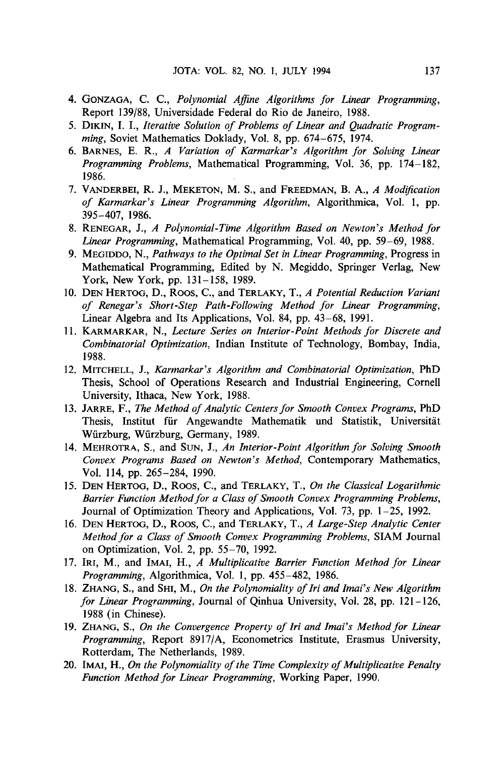4. GONZAGA, C. C., *Polynomial Affine Algorithms for Linear Programming*, Report 139/88, Universidade Federal do Rio de Janeiro, 1988.
5. DIKIN, I. I., *Iterative Solution of Problems of Linear and Quadratic Programming*, Soviet Mathematics Doklady, Vol. 8, pp. 674–675, 1974.
6. BARNES, E. R., *A Variation of Karmarkar's Algorithm for Solving Linear Programming Problems*, Mathematical Programming, Vol. 36, pp. 174–182, 1986.
7. VANDERBEI, R. J., MEKETON, M. S., and FREEDMAN, B. A., *A Modification of Karmarkar's Linear Programming Algorithm*, Algorithmica, Vol. 1, pp. 395–407, 1986.
8. RENEGAR, J., *A Polynomial-Time Algorithm Based on Newton's Method for Linear Programming*, Mathematical Programming, Vol. 40, pp. 59–69, 1988.
9. MEGIDDO, N., *Pathways to the Optimal Set in Linear Programming*, Progress in Mathematical Programming, Edited by N. Megiddo, Springer Verlag, New York, New York, pp. 131–158, 1989.
10. DEN HERTOG, D., ROOS, C., and TERLAKY, T., *A Potential Reduction Variant of Renegar's Short-Step Path-Following Method for Linear Programming*, Linear Algebra and Its Applications, Vol. 84, pp. 43–68, 1991.
11. KARMARKAR, N., *Lecture Series on Interior-Point Methods for Discrete and Combinatorial Optimization*, Indian Institute of Technology, Bombay, India, 1988.
12. MITCHELL, J., *Karmarkar's Algorithm and Combinatorial Optimization*, PhD Thesis, School of Operations Research and Industrial Engineering, Cornell University, Ithaca, New York, 1988.
13. JARRE, F., *The Method of Analytic Centers for Smooth Convex Programs*, PhD Thesis, Institut für Angewandte Mathematik und Statistik, Universität Würzburg, Würzburg, Germany, 1989.
14. MEHROTRA, S., and SUN, J., *An Interior-Point Algorithm for Solving Smooth Convex Programs Based on Newton's Method*, Contemporary Mathematics, Vol. 114, pp. 265–284, 1990.
15. DEN HERTOG, D., ROOS, C., and TERLAKY, T., *On the Classical Logarithmic Barrier Function Method for a Class of Smooth Convex Programming Problems*, Journal of Optimization Theory and Applications, Vol. 73, pp. 1–25, 1992.
16. DEN HERTOG, D., ROOS, C., and TERLAKY, T., *A Large-Step Analytic Center Method for a Class of Smooth Convex Programming Problems*, SIAM Journal on Optimization, Vol. 2, pp. 55–70, 1992.
17. IRI, M., and IMAI, H., *A Multiplicative Barrier Function Method for Linear Programming*, Algorithmica, Vol. 1, pp. 455–482, 1986.
18. ZHANG, S., and SHI, M., *On the Polynomiality of Iri and Imai's New Algorithm for Linear Programming*, Journal of Qinhua University, Vol. 28, pp. 121–126, 1988 (in Chinese).
19. ZHANG, S., *On the Convergence Property of Iri and Imai's Method for Linear Programming*, Report 8917/A, Econometrics Institute, Erasmus University, Rotterdam, The Netherlands, 1989.
20. IMAI, H., *On the Polynomiality of the Time Complexity of Multiplicative Penalty Function Method for Linear Programming*, Working Paper, 1990.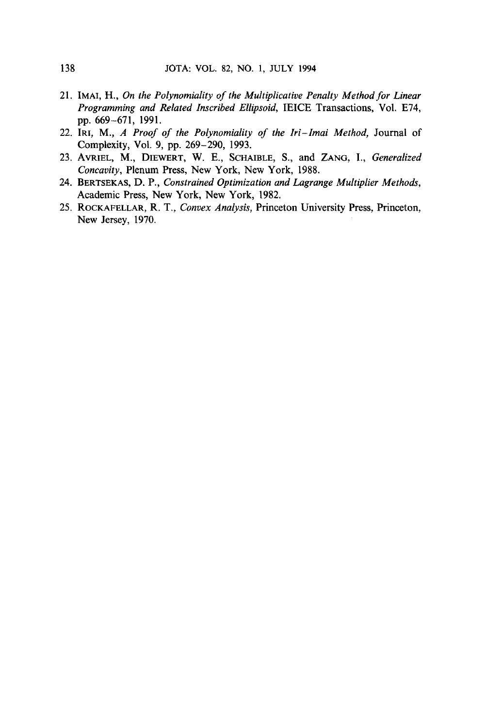21. IMAI, H., *On the Polynomiality of the Multiplicative Penalty Method for Linear Programming and Related Inscribed Ellipsoid*, IEICE Transactions, Vol. E74, pp. 669–671, 1991.
22. IRI, M., *A Proof of the Polynomiality of the Iri–Imai Method*, Journal of Complexity, Vol. 9, pp. 269–290, 1993.
23. AVRIEL, M., DIEWERT, W. E., SCHAIBLE, S., and ZANG, I., *Generalized Concavity*, Plenum Press, New York, New York, 1988.
24. BERTSEKAS, D. P., *Constrained Optimization and Lagrange Multiplier Methods*, Academic Press, New York, New York, 1982.
25. ROCKAFELLAR, R. T., *Convex Analysis*, Princeton University Press, Princeton, New Jersey, 1970.